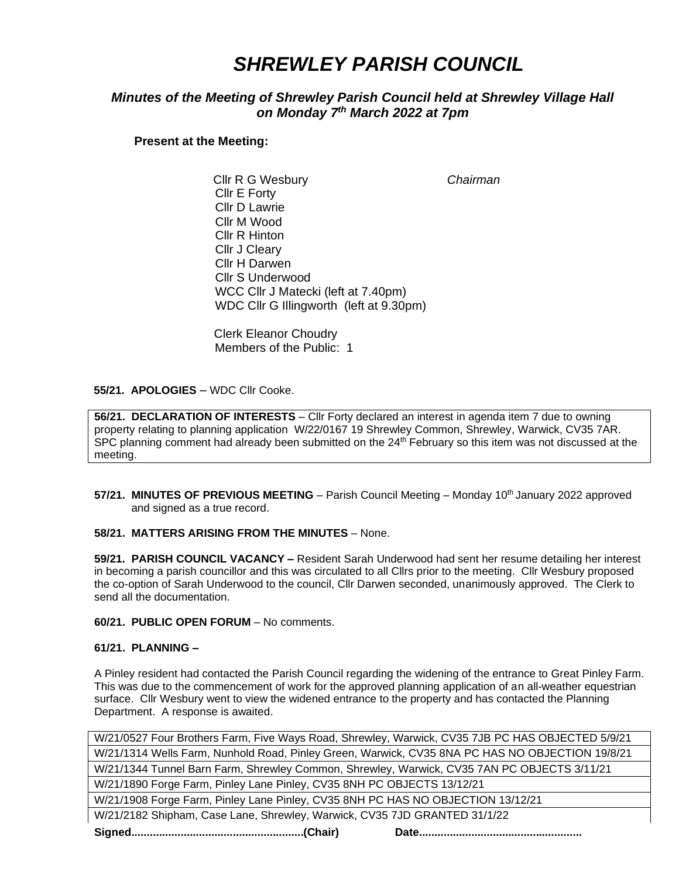# *SHREWLEY PARISH COUNCIL*

### *Minutes of the Meeting of Shrewley Parish Council held at Shrewley Village Hall on Monday 7th March 2022 at 7pm*

**Present at the Meeting:**

Cllr R G Wesbury *Chairman*
Cllr E Forty
Cllr D Lawrie
Cllr M Wood
Cllr R Hinton
Cllr J Cleary
Cllr H Darwen
Cllr S Underwood
WCC Cllr J Matecki (left at 7.40pm)
WDC Cllr G Illingworth (left at 9.30pm)

Clerk Eleanor Choudry
Members of the Public: 1

**55/21. APOLOGIES** – WDC Cllr Cooke.

**56/21. DECLARATION OF INTERESTS** – Cllr Forty declared an interest in agenda item 7 due to owning property relating to planning application W/22/0167 19 Shrewley Common, Shrewley, Warwick, CV35 7AR. SPC planning comment had already been submitted on the 24th February so this item was not discussed at the meeting.

**57/21. MINUTES OF PREVIOUS MEETING** – Parish Council Meeting – Monday 10th January 2022 approved and signed as a true record.

**58/21. MATTERS ARISING FROM THE MINUTES** – None.

**59/21. PARISH COUNCIL VACANCY –** Resident Sarah Underwood had sent her resume detailing her interest in becoming a parish councillor and this was circulated to all Cllrs prior to the meeting. Cllr Wesbury proposed the co-option of Sarah Underwood to the council, Cllr Darwen seconded, unanimously approved. The Clerk to send all the documentation.

**60/21. PUBLIC OPEN FORUM** – No comments.

**61/21. PLANNING –**

A Pinley resident had contacted the Parish Council regarding the widening of the entrance to Great Pinley Farm. This was due to the commencement of work for the approved planning application of an all-weather equestrian surface. Cllr Wesbury went to view the widened entrance to the property and has contacted the Planning Department. A response is awaited.

| |
|---|
| W/21/0527 Four Brothers Farm, Five Ways Road, Shrewley, Warwick, CV35 7JB PC HAS OBJECTED 5/9/21 |
| W/21/1314 Wells Farm, Nunhold Road, Pinley Green, Warwick, CV35 8NA PC HAS NO OBJECTION 19/8/21 |
| W/21/1344 Tunnel Barn Farm, Shrewley Common, Shrewley, Warwick, CV35 7AN PC OBJECTS 3/11/21 |
| W/21/1890 Forge Farm, Pinley Lane Pinley, CV35 8NH PC OBJECTS 13/12/21 |
| W/21/1908 Forge Farm, Pinley Lane Pinley, CV35 8NH PC HAS NO OBJECTION 13/12/21 |
| W/21/2182 Shipham, Case Lane, Shrewley, Warwick, CV35 7JD GRANTED 31/1/22 |

**Signed.......................................................(Chair) Date....................................................**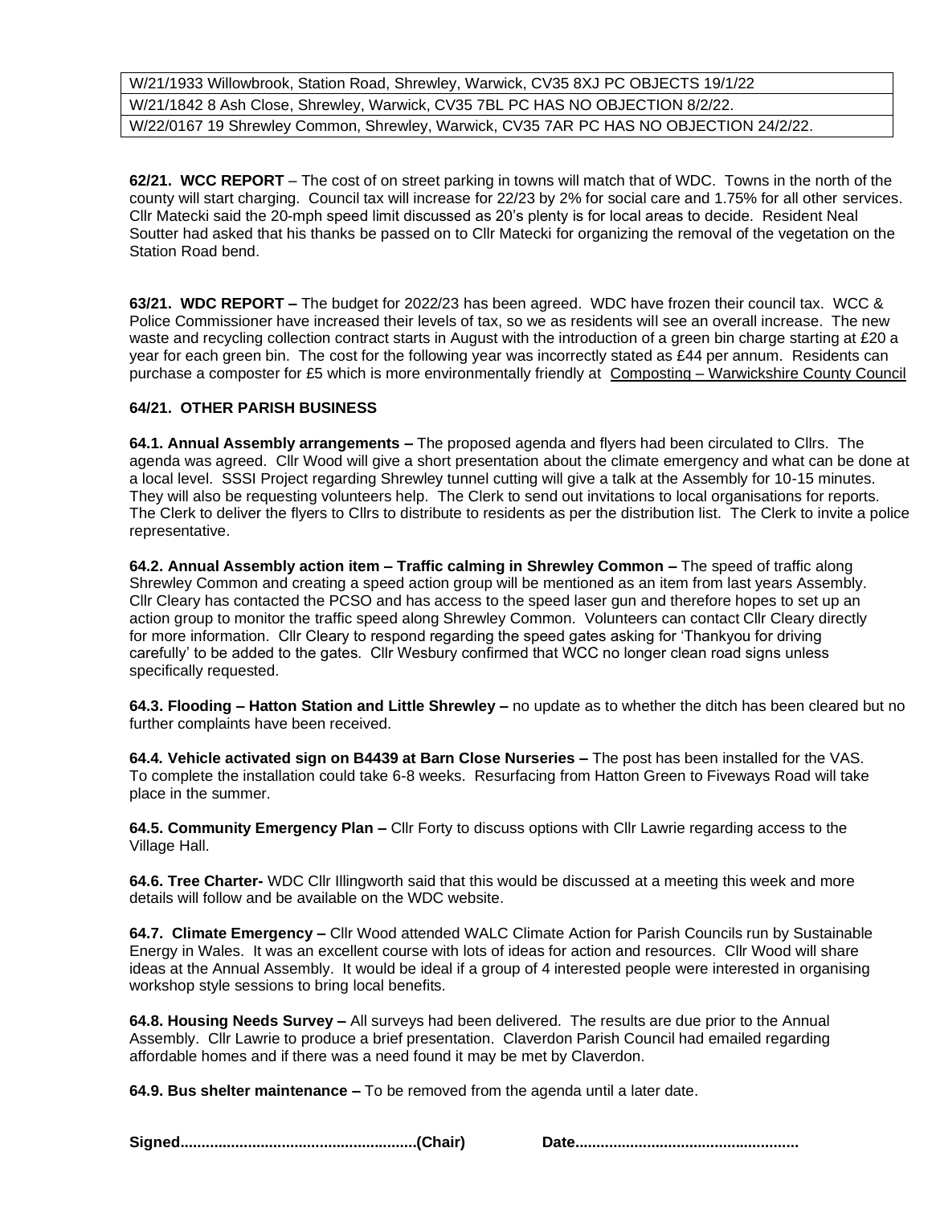| W/21/1933 Willowbrook, Station Road, Shrewley, Warwick, CV35 8XJ PC OBJECTS 19/1/22 |
|---|
| W/21/1842 8 Ash Close, Shrewley, Warwick, CV35 7BL PC HAS NO OBJECTION 8/2/22. |
| W/22/0167 19 Shrewley Common, Shrewley, Warwick, CV35 7AR PC HAS NO OBJECTION 24/2/22. |

**62/21. WCC REPORT** – The cost of on street parking in towns will match that of WDC. Towns in the north of the county will start charging. Council tax will increase for 22/23 by 2% for social care and 1.75% for all other services. Cllr Matecki said the 20-mph speed limit discussed as 20's plenty is for local areas to decide. Resident Neal Soutter had asked that his thanks be passed on to Cllr Matecki for organizing the removal of the vegetation on the Station Road bend.

**63/21. WDC REPORT –** The budget for 2022/23 has been agreed. WDC have frozen their council tax. WCC & Police Commissioner have increased their levels of tax, so we as residents will see an overall increase. The new waste and recycling collection contract starts in August with the introduction of a green bin charge starting at £20 a year for each green bin. The cost for the following year was incorrectly stated as £44 per annum. Residents can purchase a composter for £5 which is more environmentally friendly at Composting – Warwickshire County Council

**64/21. OTHER PARISH BUSINESS**

**64.1. Annual Assembly arrangements –** The proposed agenda and flyers had been circulated to Cllrs. The agenda was agreed. Cllr Wood will give a short presentation about the climate emergency and what can be done at a local level. SSSI Project regarding Shrewley tunnel cutting will give a talk at the Assembly for 10-15 minutes. They will also be requesting volunteers help. The Clerk to send out invitations to local organisations for reports. The Clerk to deliver the flyers to Cllrs to distribute to residents as per the distribution list. The Clerk to invite a police representative.

**64.2. Annual Assembly action item – Traffic calming in Shrewley Common –** The speed of traffic along Shrewley Common and creating a speed action group will be mentioned as an item from last years Assembly. Cllr Cleary has contacted the PCSO and has access to the speed laser gun and therefore hopes to set up an action group to monitor the traffic speed along Shrewley Common. Volunteers can contact Cllr Cleary directly for more information. Cllr Cleary to respond regarding the speed gates asking for 'Thankyou for driving carefully' to be added to the gates. Cllr Wesbury confirmed that WCC no longer clean road signs unless specifically requested.

**64.3. Flooding – Hatton Station and Little Shrewley –** no update as to whether the ditch has been cleared but no further complaints have been received.

**64.4. Vehicle activated sign on B4439 at Barn Close Nurseries –** The post has been installed for the VAS. To complete the installation could take 6-8 weeks. Resurfacing from Hatton Green to Fiveways Road will take place in the summer.

**64.5. Community Emergency Plan –** Cllr Forty to discuss options with Cllr Lawrie regarding access to the Village Hall.

**64.6. Tree Charter-** WDC Cllr Illingworth said that this would be discussed at a meeting this week and more details will follow and be available on the WDC website.

**64.7. Climate Emergency –** Cllr Wood attended WALC Climate Action for Parish Councils run by Sustainable Energy in Wales. It was an excellent course with lots of ideas for action and resources. Cllr Wood will share ideas at the Annual Assembly. It would be ideal if a group of 4 interested people were interested in organising workshop style sessions to bring local benefits.

**64.8. Housing Needs Survey –** All surveys had been delivered. The results are due prior to the Annual Assembly. Cllr Lawrie to produce a brief presentation. Claverdon Parish Council had emailed regarding affordable homes and if there was a need found it may be met by Claverdon.

**64.9. Bus shelter maintenance –** To be removed from the agenda until a later date.

**Signed.......................................................(Chair)                    Date....................................................**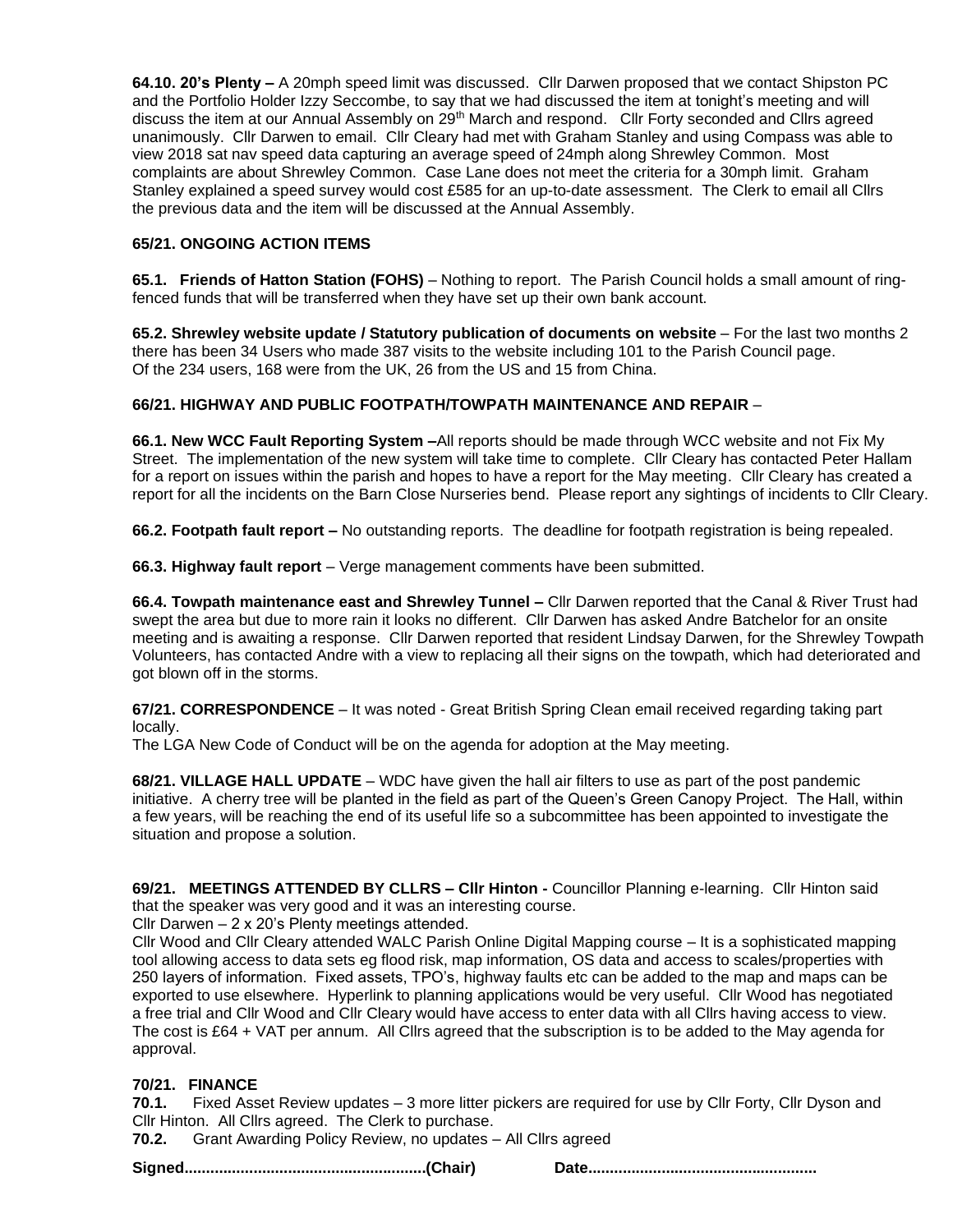**64.10. 20's Plenty –** A 20mph speed limit was discussed. Cllr Darwen proposed that we contact Shipston PC and the Portfolio Holder Izzy Seccombe, to say that we had discussed the item at tonight's meeting and will discuss the item at our Annual Assembly on 29th March and respond. Cllr Forty seconded and Cllrs agreed unanimously. Cllr Darwen to email. Cllr Cleary had met with Graham Stanley and using Compass was able to view 2018 sat nav speed data capturing an average speed of 24mph along Shrewley Common. Most complaints are about Shrewley Common. Case Lane does not meet the criteria for a 30mph limit. Graham Stanley explained a speed survey would cost £585 for an up-to-date assessment. The Clerk to email all Cllrs the previous data and the item will be discussed at the Annual Assembly.

**65/21. ONGOING ACTION ITEMS**

**65.1. Friends of Hatton Station (FOHS)** – Nothing to report. The Parish Council holds a small amount of ring-fenced funds that will be transferred when they have set up their own bank account.

**65.2. Shrewley website update / Statutory publication of documents on website** – For the last two months 2 there has been 34 Users who made 387 visits to the website including 101 to the Parish Council page. Of the 234 users, 168 were from the UK, 26 from the US and 15 from China.

**66/21. HIGHWAY AND PUBLIC FOOTPATH/TOWPATH MAINTENANCE AND REPAIR** –

**66.1. New WCC Fault Reporting System –**All reports should be made through WCC website and not Fix My Street. The implementation of the new system will take time to complete. Cllr Cleary has contacted Peter Hallam for a report on issues within the parish and hopes to have a report for the May meeting. Cllr Cleary has created a report for all the incidents on the Barn Close Nurseries bend. Please report any sightings of incidents to Cllr Cleary.

**66.2. Footpath fault report –** No outstanding reports. The deadline for footpath registration is being repealed.

**66.3. Highway fault report** – Verge management comments have been submitted.

**66.4. Towpath maintenance east and Shrewley Tunnel –** Cllr Darwen reported that the Canal & River Trust had swept the area but due to more rain it looks no different. Cllr Darwen has asked Andre Batchelor for an onsite meeting and is awaiting a response. Cllr Darwen reported that resident Lindsay Darwen, for the Shrewley Towpath Volunteers, has contacted Andre with a view to replacing all their signs on the towpath, which had deteriorated and got blown off in the storms.

**67/21. CORRESPONDENCE** – It was noted - Great British Spring Clean email received regarding taking part locally.
The LGA New Code of Conduct will be on the agenda for adoption at the May meeting.

**68/21. VILLAGE HALL UPDATE** – WDC have given the hall air filters to use as part of the post pandemic initiative. A cherry tree will be planted in the field as part of the Queen's Green Canopy Project. The Hall, within a few years, will be reaching the end of its useful life so a subcommittee has been appointed to investigate the situation and propose a solution.

**69/21. MEETINGS ATTENDED BY CLLRS – Cllr Hinton -** Councillor Planning e-learning. Cllr Hinton said that the speaker was very good and it was an interesting course.
Cllr Darwen – 2 x 20's Plenty meetings attended.
Cllr Wood and Cllr Cleary attended WALC Parish Online Digital Mapping course – It is a sophisticated mapping tool allowing access to data sets eg flood risk, map information, OS data and access to scales/properties with 250 layers of information. Fixed assets, TPO's, highway faults etc can be added to the map and maps can be exported to use elsewhere. Hyperlink to planning applications would be very useful. Cllr Wood has negotiated a free trial and Cllr Wood and Cllr Cleary would have access to enter data with all Cllrs having access to view. The cost is £64 + VAT per annum. All Cllrs agreed that the subscription is to be added to the May agenda for approval.

**70/21. FINANCE**
**70.1.** Fixed Asset Review updates – 3 more litter pickers are required for use by Cllr Forty, Cllr Dyson and Cllr Hinton. All Cllrs agreed. The Clerk to purchase.
**70.2.** Grant Awarding Policy Review, no updates – All Cllrs agreed

**Signed.......................................................(Chair) Date....................................................**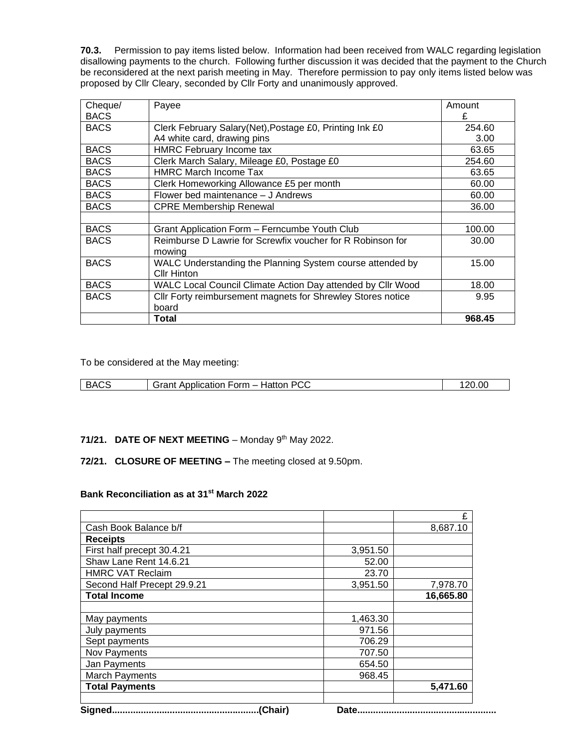**70.3.** Permission to pay items listed below. Information had been received from WALC regarding legislation disallowing payments to the church. Following further discussion it was decided that the payment to the Church be reconsidered at the next parish meeting in May. Therefore permission to pay only items listed below was proposed by Cllr Cleary, seconded by Cllr Forty and unanimously approved.

| Cheque/ BACS | Payee | Amount £ |
|---|---|---|
| BACS | Clerk February Salary(Net),Postage £0, Printing Ink £0<br>A4 white card, drawing pins | 254.60<br>3.00 |
| BACS | HMRC February Income tax | 63.65 |
| BACS | Clerk March Salary, Mileage £0, Postage £0 | 254.60 |
| BACS | HMRC March Income Tax | 63.65 |
| BACS | Clerk Homeworking Allowance £5 per month | 60.00 |
| BACS | Flower bed maintenance – J Andrews | 60.00 |
| BACS | CPRE Membership Renewal | 36.00 |
| | | |
| BACS | Grant Application Form – Ferncumbe Youth Club | 100.00 |
| BACS | Reimburse D Lawrie for Screwfix voucher for R Robinson for mowing | 30.00 |
| BACS | WALC Understanding the Planning System course attended by Cllr Hinton | 15.00 |
| BACS | WALC Local Council Climate Action Day attended by Cllr Wood | 18.00 |
| BACS | Cllr Forty reimbursement magnets for Shrewley Stores notice board | 9.95 |
| | **Total** | **968.45** |

To be considered at the May meeting:

| BACS | Grant Application Form – Hatton PCC | 120.00 |
|---|---|---|

**71/21. DATE OF NEXT MEETING** – Monday 9th May 2022.

**72/21. CLOSURE OF MEETING –** The meeting closed at 9.50pm.

**Bank Reconciliation as at 31st March 2022**

| | | £ |
|---|---|---|
| Cash Book Balance b/f | | 8,687.10 |
| **Receipts** | | |
| First half precept 30.4.21 | 3,951.50 | |
| Shaw Lane Rent 14.6.21 | 52.00 | |
| HMRC VAT Reclaim | 23.70 | |
| Second Half Precept 29.9.21 | 3,951.50 | 7,978.70 |
| **Total Income** | | **16,665.80** |
| | | |
| May payments | 1,463.30 | |
| July payments | 971.56 | |
| Sept payments | 706.29 | |
| Nov Payments | 707.50 | |
| Jan Payments | 654.50 | |
| March Payments | 968.45 | |
| **Total Payments** | | **5,471.60** |
| | | |

**Signed........................................................(Chair)** **Date....................................................**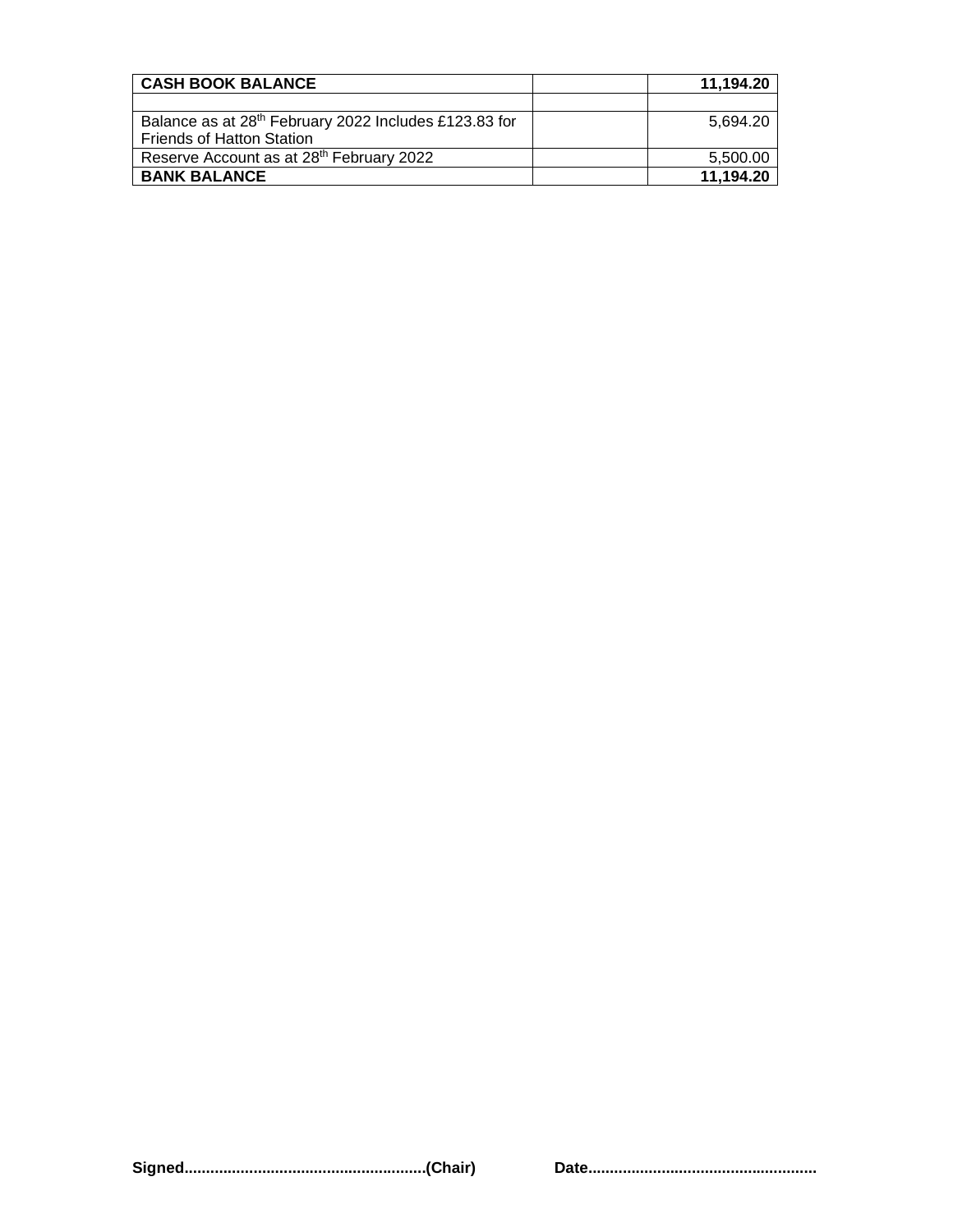| | | |
|---|---|---|
| **CASH BOOK BALANCE** | | **11,194.20** |
| | | |
| Balance as at 28th February 2022 Includes £123.83 for Friends of Hatton Station | | 5,694.20 |
| Reserve Account as at 28th February 2022 | | 5,500.00 |
| **BANK BALANCE** | | **11,194.20** |

**Signed.......................................................(Chair)** **Date....................................................**